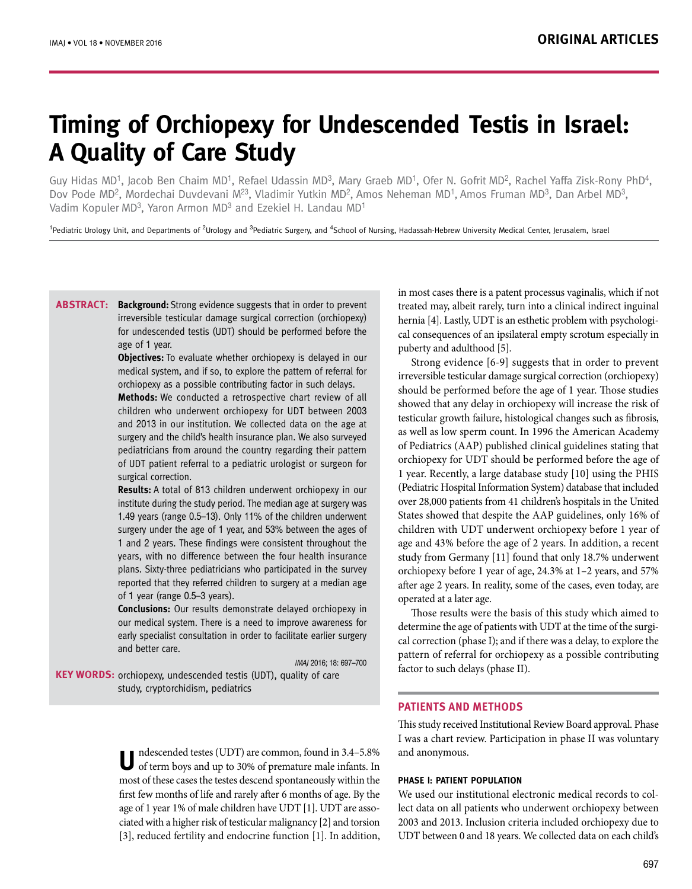# Timing of Orchiopexy for Undescended Testis in Israel: A Quality of Care Study

Guy Hidas MD[1], Jacob Ben Chaim MD[1], Refael Udassin MD[3], Mary Graeb MD[1], Ofer N. Gofrit MD[2], Rachel Yaffa Zisk-Rony PhD[4], Dov Pode MD[2], Mordechai Duvdevani M[23], Vladimir Yutkin MD[2], Amos Neheman MD[1], Amos Fruman MD[3], Dan Arbel MD[3], Vadim Kopuler MD[3], Yaron Armon MD[3] and Ezekiel H. Landau MD[1]

[1]Pediatric Urology Unit, and Departments of [2]Urology and [3]Pediatric Surgery, and [4]School of Nursing, Hadassah-Hebrew University Medical Center, Jerusalem, Israel

**ABSTRACT:**

**Background:** Strong evidence suggests that in order to prevent irreversible testicular damage surgical correction (orchiopexy) for undescended testis (UDT) should be performed before the age of 1 year.

**Objectives:** To evaluate whether orchiopexy is delayed in our medical system, and if so, to explore the pattern of referral for orchiopexy as a possible contributing factor in such delays.

**Methods:** We conducted a retrospective chart review of all children who underwent orchiopexy for UDT between 2003 and 2013 in our institution. We collected data on the age at surgery and the child's health insurance plan. We also surveyed pediatricians from around the country regarding their pattern of UDT patient referral to a pediatric urologist or surgeon for surgical correction.

**Results:** A total of 813 children underwent orchiopexy in our institute during the study period. The median age at surgery was 1.49 years (range 0.5–13). Only 11% of the children underwent surgery under the age of 1 year, and 53% between the ages of 1 and 2 years. These findings were consistent throughout the years, with no difference between the four health insurance plans. Sixty-three pediatricians who participated in the survey reported that they referred children to surgery at a median age of 1 year (range 0.5–3 years).

**Conclusions:** Our results demonstrate delayed orchiopexy in our medical system. There is a need to improve awareness for early specialist consultation in order to facilitate earlier surgery and better care.

*IMAJ* 2016; 18: 697–700

**KEY WORDS:** orchiopexy, undescended testis (UDT), quality of care study, cryptorchidism, pediatrics

Undescended testes (UDT) are common, found in 3.4–5.8% of term boys and up to 30% of premature male infants. In most of these cases the testes descend spontaneously within the first few months of life and rarely after 6 months of age. By the age of 1 year 1% of male children have UDT [1]. UDT are associated with a higher risk of testicular malignancy [2] and torsion [3], reduced fertility and endocrine function [1]. In addition, in most cases there is a patent processus vaginalis, which if not treated may, albeit rarely, turn into a clinical indirect inguinal hernia [4]. Lastly, UDT is an esthetic problem with psychological consequences of an ipsilateral empty scrotum especially in puberty and adulthood [5].

Strong evidence [6-9] suggests that in order to prevent irreversible testicular damage surgical correction (orchiopexy) should be performed before the age of 1 year. Those studies showed that any delay in orchiopexy will increase the risk of testicular growth failure, histological changes such as fibrosis, as well as low sperm count. In 1996 the American Academy of Pediatrics (AAP) published clinical guidelines stating that orchiopexy for UDT should be performed before the age of 1 year. Recently, a large database study [10] using the PHIS (Pediatric Hospital Information System) database that included over 28,000 patients from 41 children's hospitals in the United States showed that despite the AAP guidelines, only 16% of children with UDT underwent orchiopexy before 1 year of age and 43% before the age of 2 years. In addition, a recent study from Germany [11] found that only 18.7% underwent orchiopexy before 1 year of age, 24.3% at 1–2 years, and 57% after age 2 years. In reality, some of the cases, even today, are operated at a later age.

Those results were the basis of this study which aimed to determine the age of patients with UDT at the time of the surgical correction (phase I); and if there was a delay, to explore the pattern of referral for orchiopexy as a possible contributing factor to such delays (phase II).

## PATIENTS AND METHODS

This study received Institutional Review Board approval. Phase I was a chart review. Participation in phase II was voluntary and anonymous.

### PHASE I: PATIENT POPULATION

We used our institutional electronic medical records to collect data on all patients who underwent orchiopexy between 2003 and 2013. Inclusion criteria included orchiopexy due to UDT between 0 and 18 years. We collected data on each child's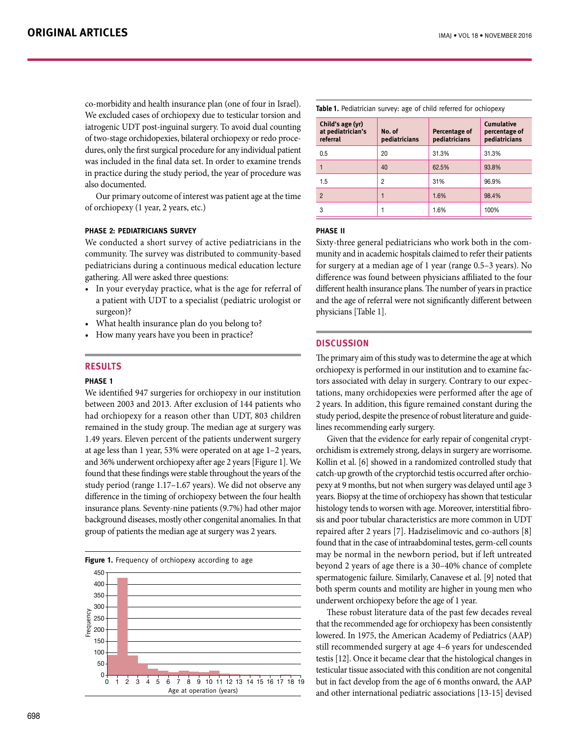co-morbidity and health insurance plan (one of four in Israel). We excluded cases of orchiopexy due to testicular torsion and iatrogenic UDT post-inguinal surgery. To avoid dual counting of two-stage orchidopexies, bilateral orchiopexy or redo procedures, only the first surgical procedure for any individual patient was included in the final data set. In order to examine trends in practice during the study period, the year of procedure was also documented.

Our primary outcome of interest was patient age at the time of orchiopexy (1 year, 2 years, etc.)

### PHASE 2: PEDIATRICIANS SURVEY

We conducted a short survey of active pediatricians in the community. The survey was distributed to community-based pediatricians during a continuous medical education lecture gathering. All were asked three questions:

- In your everyday practice, what is the age for referral of a patient with UDT to a specialist (pediatric urologist or surgeon)?
- What health insurance plan do you belong to?
- How many years have you been in practice?

## RESULTS

### PHASE 1

We identified 947 surgeries for orchiopexy in our institution between 2003 and 2013. After exclusion of 144 patients who had orchiopexy for a reason other than UDT, 803 children remained in the study group. The median age at surgery was 1.49 years. Eleven percent of the patients underwent surgery at age less than 1 year, 53% were operated on at age 1–2 years, and 36% underwent orchiopexy after age 2 years [Figure 1]. We found that these findings were stable throughout the years of the study period (range 1.17–1.67 years). We did not observe any difference in the timing of orchiopexy between the four health insurance plans. Seventy-nine patients (9.7%) had other major background diseases, mostly other congenital anomalies. In that group of patients the median age at surgery was 2 years.

**Figure 1.** Frequency of orchiopexy according to age

Frequency

0
50
100
150
200
250
300
350
400
450

0 1 2 3 4 5 6 7 8 9 10 11 12 13 14 15 16 17 18 19

Age at operation (years)

**Table 1.** Pediatrician survey: age of child referred for ochiopexy

| Child's age (yr) at pediatrician's referral | No. of pediatricians | Percentage of pediatricians | Cumulative percentage of pediatricians |
|---|---|---|---|
| 0.5 | 20 | 31.3% | 31.3% |
| 1 | 40 | 62.5% | 93.8% |
| 1.5 | 2 | 31% | 96.9% |
| 2 | 1 | 1.6% | 98.4% |
| 3 | 1 | 1.6% | 100% |

### PHASE II

Sixty-three general pediatricians who work both in the community and in academic hospitals claimed to refer their patients for surgery at a median age of 1 year (range 0.5–3 years). No difference was found between physicians affiliated to the four different health insurance plans. The number of years in practice and the age of referral were not significantly different between physicians [Table 1].

## DISCUSSION

The primary aim of this study was to determine the age at which orchiopexy is performed in our institution and to examine factors associated with delay in surgery. Contrary to our expectations, many orchidopexies were performed after the age of 2 years. In addition, this figure remained constant during the study period, despite the presence of robust literature and guidelines recommending early surgery.

Given that the evidence for early repair of congenital cryptorchidism is extremely strong, delays in surgery are worrisome. Kollin et al. [6] showed in a randomized controlled study that catch-up growth of the cryptorchid testis occurred after orchiopexy at 9 months, but not when surgery was delayed until age 3 years. Biopsy at the time of orchiopexy has shown that testicular histology tends to worsen with age. Moreover, interstitial fibrosis and poor tubular characteristics are more common in UDT repaired after 2 years [7]. Hadziselimovic and co-authors [8] found that in the case of intraabdominal testes, germ-cell counts may be normal in the newborn period, but if left untreated beyond 2 years of age there is a 30–40% chance of complete spermatogenic failure. Similarly, Canavese et al. [9] noted that both sperm counts and motility are higher in young men who underwent orchiopexy before the age of 1 year.

These robust literature data of the past few decades reveal that the recommended age for orchiopexy has been consistently lowered. In 1975, the American Academy of Pediatrics (AAP) still recommended surgery at age 4–6 years for undescended testis [12]. Once it became clear that the histological changes in testicular tissue associated with this condition are not congenital but in fact develop from the age of 6 months onward, the AAP and other international pediatric associations [13-15] devised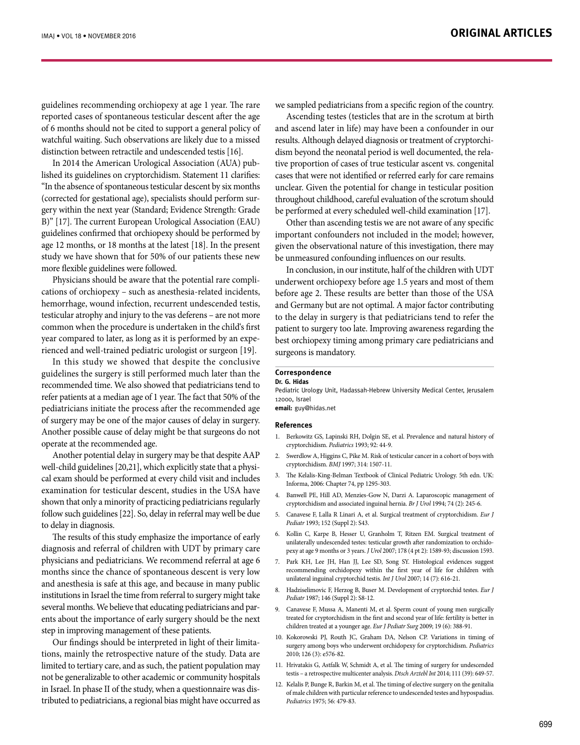guidelines recommending orchiopexy at age 1 year. The rare reported cases of spontaneous testicular descent after the age of 6 months should not be cited to support a general policy of watchful waiting. Such observations are likely due to a missed distinction between retractile and undescended testis [16].

In 2014 the American Urological Association (AUA) published its guidelines on cryptorchidism. Statement 11 clarifies: "In the absence of spontaneous testicular descent by six months (corrected for gestational age), specialists should perform surgery within the next year (Standard; Evidence Strength: Grade B)" [17]. The current European Urological Association (EAU) guidelines confirmed that orchiopexy should be performed by age 12 months, or 18 months at the latest [18]. In the present study we have shown that for 50% of our patients these new more flexible guidelines were followed.

Physicians should be aware that the potential rare complications of orchiopexy – such as anesthesia-related incidents, hemorrhage, wound infection, recurrent undescended testis, testicular atrophy and injury to the vas deferens – are not more common when the procedure is undertaken in the child's first year compared to later, as long as it is performed by an experienced and well-trained pediatric urologist or surgeon [19].

In this study we showed that despite the conclusive guidelines the surgery is still performed much later than the recommended time. We also showed that pediatricians tend to refer patients at a median age of 1 year. The fact that 50% of the pediatricians initiate the process after the recommended age of surgery may be one of the major causes of delay in surgery. Another possible cause of delay might be that surgeons do not operate at the recommended age.

Another potential delay in surgery may be that despite AAP well-child guidelines [20,21], which explicitly state that a physical exam should be performed at every child visit and includes examination for testicular descent, studies in the USA have shown that only a minority of practicing pediatricians regularly follow such guidelines [22]. So, delay in referral may well be due to delay in diagnosis.

The results of this study emphasize the importance of early diagnosis and referral of children with UDT by primary care physicians and pediatricians. We recommend referral at age 6 months since the chance of spontaneous descent is very low and anesthesia is safe at this age, and because in many public institutions in Israel the time from referral to surgery might take several months. We believe that educating pediatricians and parents about the importance of early surgery should be the next step in improving management of these patients.

Our findings should be interpreted in light of their limitations, mainly the retrospective nature of the study. Data are limited to tertiary care, and as such, the patient population may not be generalizable to other academic or community hospitals in Israel. In phase II of the study, when a questionnaire was distributed to pediatricians, a regional bias might have occurred as we sampled pediatricians from a specific region of the country.

Ascending testes (testicles that are in the scrotum at birth and ascend later in life) may have been a confounder in our results. Although delayed diagnosis or treatment of cryptorchidism beyond the neonatal period is well documented, the relative proportion of cases of true testicular ascent vs. congenital cases that were not identified or referred early for care remains unclear. Given the potential for change in testicular position throughout childhood, careful evaluation of the scrotum should be performed at every scheduled well-child examination [17].

Other than ascending testis we are not aware of any specific important confounders not included in the model; however, given the observational nature of this investigation, there may be unmeasured confounding influences on our results.

In conclusion, in our institute, half of the children with UDT underwent orchiopexy before age 1.5 years and most of them before age 2. These results are better than those of the USA and Germany but are not optimal. A major factor contributing to the delay in surgery is that pediatricians tend to refer the patient to surgery too late. Improving awareness regarding the best orchiopexy timing among primary care pediatricians and surgeons is mandatory.

**Correspondence**

**Dr. G. Hidas**

Pediatric Urology Unit, Hadassah-Hebrew University Medical Center, Jerusalem 12000, Israel

**email:** guy@hidas.net

## References

1. Berkowitz GS, Lapinski RH, Dolgin SE, et al. Prevalence and natural history of cryptorchidism. *Pediatrics* 1993; 92: 44-9.
2. Swerdlow A, Higgins C, Pike M. Risk of testicular cancer in a cohort of boys with cryptorchidism. *BMJ* 1997; 314: 1507-11.
3. The Kelalis-King-Belman Textbook of Clinical Pediatric Urology. 5th edn. UK: Informa, 2006: Chapter 74, pp 1295-303.
4. Banwell PE, Hill AD, Menzies-Gow N, Darzi A. Laparoscopic management of cryptorchidism and associated inguinal hernia. *Br J Urol* 1994; 74 (2): 245-6.
5. Canavese F, Lalla R Linari A, et al. Surgical treatment of cryptorchidism. *Eur J Pediatr* 1993; 152 (Suppl 2): S43.
6. Kollin C, Karpe B, Hesser U, Granholm T, Ritzen EM. Surgical treatment of unilaterally undescended testes: testicular growth after randomization to orchidopexy at age 9 months or 3 years. *J Urol* 2007; 178 (4 pt 2): 1589-93; discussion 1593.
7. Park KH, Lee JH, Han JJ, Lee SD, Song SY. Histological evidences suggest recommending orchidopexy within the first year of life for children with unilateral inguinal cryptorchid testis. *Int J Urol* 2007; 14 (7): 616-21.
8. Hadziselimovic F, Herzog B, Buser M. Development of cryptorchid testes. *Eur J Pediatr* 1987; 146 (Suppl 2): S8-12.
9. Canavese F, Mussa A, Manenti M, et al. Sperm count of young men surgically treated for cryptorchidism in the first and second year of life: fertility is better in children treated at a younger age. *Eur J Pediatr Surg* 2009; 19 (6): 388-91.
10. Kokorowski PJ, Routh JC, Graham DA, Nelson CP. Variations in timing of surgery among boys who underwent orchidopexy for cryptorchidism. *Pediatrics* 2010; 126 (3): e576-82.
11. Hrivatakis G, Astfalk W, Schmidt A, et al. The timing of surgery for undescended testis – a retrospective multicenter analysis. *Dtsch Arztebl Int* 2014; 111 (39): 649-57.
12. Kelalis P, Bunge R, Barkin M, et al. The timing of elective surgery on the genitalia of male children with particular reference to undescended testes and hypospadias. *Pediatrics* 1975; 56: 479-83.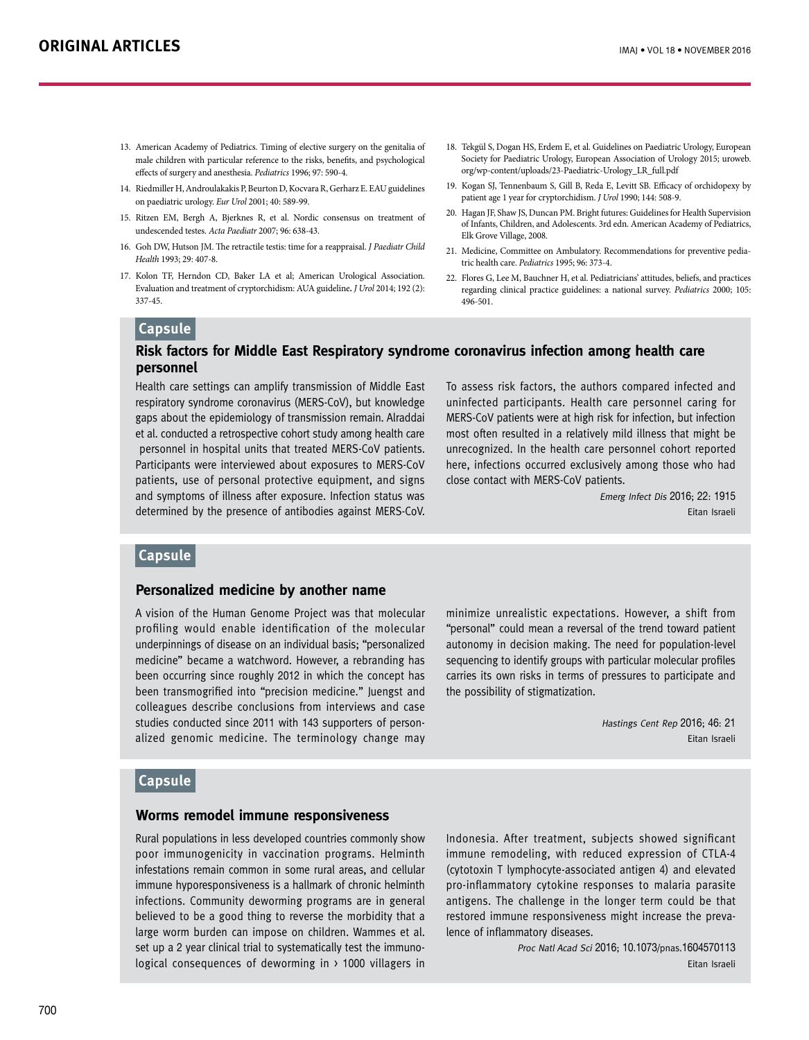13. American Academy of Pediatrics. Timing of elective surgery on the genitalia of male children with particular reference to the risks, benefits, and psychological effects of surgery and anesthesia. *Pediatrics* 1996; 97: 590-4.
14. Riedmiller H, Androulakakis P, Beurton D, Kocvara R, Gerharz E. EAU guidelines on paediatric urology. *Eur Urol* 2001; 40: 589-99.
15. Ritzen EM, Bergh A, Bjerknes R, et al. Nordic consensus on treatment of undescended testes. *Acta Paediatr* 2007; 96: 638-43.
16. Goh DW, Hutson JM. The retractile testis: time for a reappraisal. *J Paediatr Child Health* 1993; 29: 407-8.
17. Kolon TF, Herndon CD, Baker LA et al; American Urological Association. Evaluation and treatment of cryptorchidism: AUA guideline. *J Urol* 2014; 192 (2): 337-45.
18. Tekgül S, Dogan HS, Erdem E, et al. Guidelines on Paediatric Urology, European Society for Paediatric Urology, European Association of Urology 2015; uroweb.org/wp-content/uploads/23-Paediatric-Urology_LR_full.pdf
19. Kogan SJ, Tennenbaum S, Gill B, Reda E, Levitt SB. Efficacy of orchidopexy by patient age 1 year for cryptorchidism. *J Urol* 1990; 144: 508-9.
20. Hagan JF, Shaw JS, Duncan PM. Bright futures: Guidelines for Health Supervision of Infants, Children, and Adolescents. 3rd edn. American Academy of Pediatrics, Elk Grove Village, 2008.
21. Medicine, Committee on Ambulatory. Recommendations for preventive pediatric health care. *Pediatrics* 1995; 96: 373-4.
22. Flores G, Lee M, Bauchner H, et al. Pediatricians' attitudes, beliefs, and practices regarding clinical practice guidelines: a national survey. *Pediatrics* 2000; 105: 496-501.

## Capsule

### Risk factors for Middle East Respiratory syndrome coronavirus infection among health care personnel

Health care settings can amplify transmission of Middle East respiratory syndrome coronavirus (MERS-CoV), but knowledge gaps about the epidemiology of transmission remain. Alraddai et al. conducted a retrospective cohort study among health care personnel in hospital units that treated MERS-CoV patients. Participants were interviewed about exposures to MERS-CoV patients, use of personal protective equipment, and signs and symptoms of illness after exposure. Infection status was determined by the presence of antibodies against MERS-CoV. To assess risk factors, the authors compared infected and uninfected participants. Health care personnel caring for MERS-CoV patients were at high risk for infection, but infection most often resulted in a relatively mild illness that might be unrecognized. In the health care personnel cohort reported here, infections occurred exclusively among those who had close contact with MERS-CoV patients.

*Emerg Infect Dis* 2016; 22: 1915

Eitan Israeli

## Capsule

### Personalized medicine by another name

A vision of the Human Genome Project was that molecular profiling would enable identification of the molecular underpinnings of disease on an individual basis; "personalized medicine" became a watchword. However, a rebranding has been occurring since roughly 2012 in which the concept has been transmogrified into "precision medicine." Juengst and colleagues describe conclusions from interviews and case studies conducted since 2011 with 143 supporters of personalized genomic medicine. The terminology change may minimize unrealistic expectations. However, a shift from "personal" could mean a reversal of the trend toward patient autonomy in decision making. The need for population-level sequencing to identify groups with particular molecular profiles carries its own risks in terms of pressures to participate and the possibility of stigmatization.

*Hastings Cent Rep* 2016; 46: 21

Eitan Israeli

## Capsule

### Worms remodel immune responsiveness

Rural populations in less developed countries commonly show poor immunogenicity in vaccination programs. Helminth infestations remain common in some rural areas, and cellular immune hyporesponsiveness is a hallmark of chronic helminth infections. Community deworming programs are in general believed to be a good thing to reverse the morbidity that a large worm burden can impose on children. Wammes et al. set up a 2 year clinical trial to systematically test the immunological consequences of deworming in › 1000 villagers in Indonesia. After treatment, subjects showed significant immune remodeling, with reduced expression of CTLA-4 (cytotoxin T lymphocyte-associated antigen 4) and elevated pro-inflammatory cytokine responses to malaria parasite antigens. The challenge in the longer term could be that restored immune responsiveness might increase the prevalence of inflammatory diseases.

*Proc Natl Acad Sci* 2016; 10.1073/pnas.1604570113

Eitan Israeli